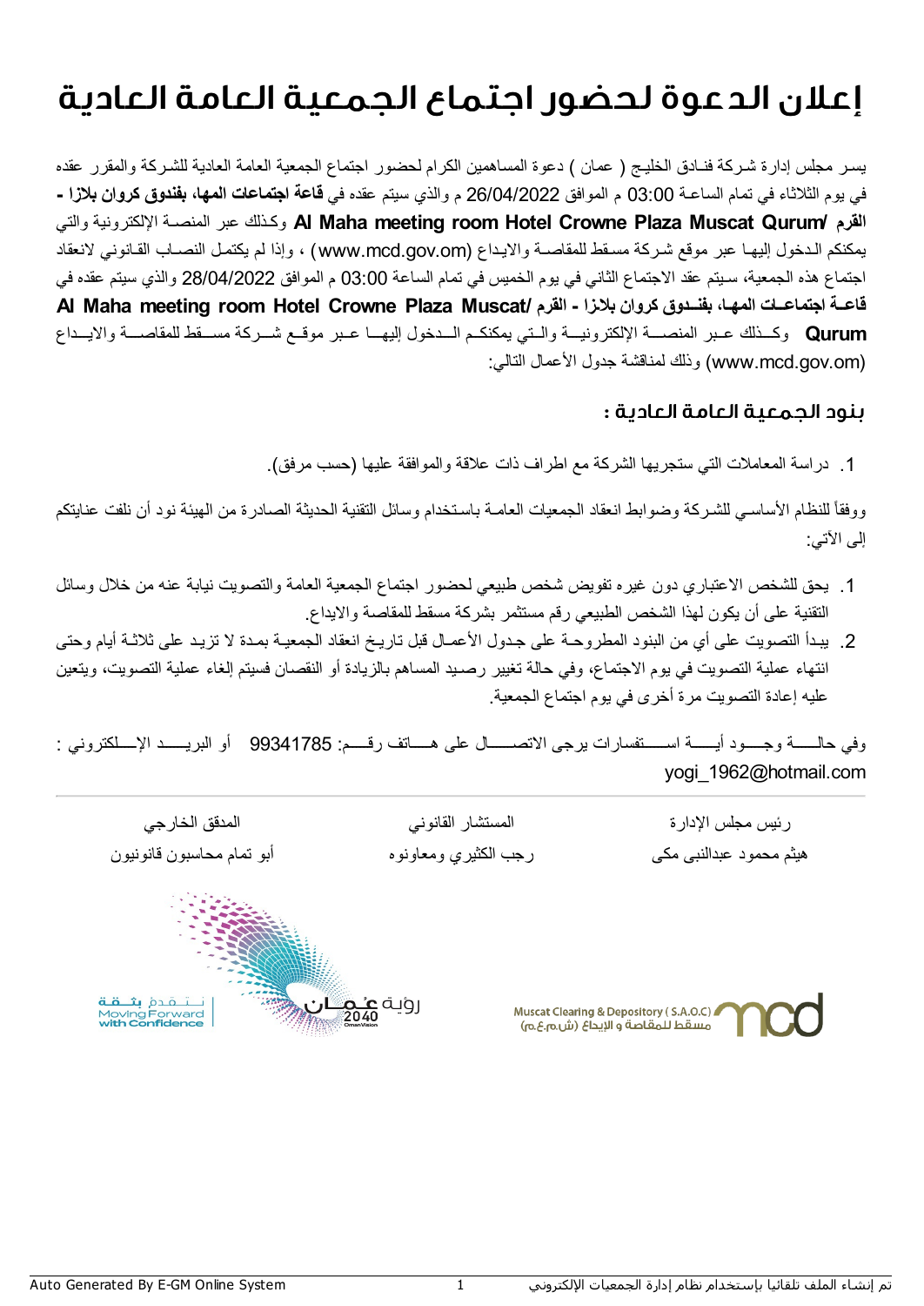# إعلان الدعوة لحضور اجتماع الجمعية العامة العادية

يسر مجلس إدارة شركة فنادق الخليج ( عمان ) دعوة المساهمين الكرام لحضور اجتماع الجمعية العامة العادية للشركة والمقرر عقده في يوم الثلاثاء في تمام الساعة 03:00 م الموافق 26/04/2022 والذي سيتم عقده في **قاعة اجتماعات المها، بفندق كروان بلازا - القرم/ Al Maha meeting room Hotel Crowne Plaza Muscat Qurum** وكذلك عبر المنصة الإلكترونية والتي يمكنكم الدخول إليها عبر موقع شركة مسقط للمقاصة والايداع (www.mcd.gov.om) ، وإذا لم يكتمل النصاب القانوني لانعقاد اجتماع هذه الجمعية، سيتم عقد الاجتماع الثاني في يوم الخميس في تمام الساعة 03:00 م الموافق 28/04/2022 والذي سيتم عقده في **قاعة اجتماعات المها، بفندق كروان بلازا - القرم/ Al Maha meeting room Hotel Crowne Plaza Muscat Qurum** وكذلك عبر المنصة الإلكترونية والتي يمكنكم الدخول إليها عبر موقع شركة مسقط للمقاصة والايداع (www.mcd.gov.om) وذلك لمناقشة جدول الأعمال التالي:

## بنود الجمعية العامة العادية :

1. دراسة المعاملات التي ستجريها الشركة مع اطراف ذات علاقة والموافقة عليها (حسب مرفق).

ووفقاً للنظام الأساسي للشركة وضوابط انعقاد الجمعيات العامة باستخدام وسائل التقنية الحديثة الصادرة من الهيئة نود أن نلفت عنايتكم إلى الآتي:

1. يحق للشخص الاعتباري دون غيره تفويض شخص طبيعي لحضور اجتماع الجمعية العامة والتصويت نيابة عنه من خلال وسائل التقنية على أن يكون لهذا الشخص الطبيعي رقم مستثمر بشركة مسقط للمقاصة والايداع.
2. يبدأ التصويت على أي من البنود المطروحة على جدول الأعمال قبل تاريخ انعقاد الجمعية بمدة لا تزيد على ثلاثة أيام وحتى انتهاء عملية التصويت في يوم الاجتماع، وفي حالة تغيير رصيد المساهم بالزيادة أو النقصان فسيتم إلغاء عملية التصويت، ويتعين عليه إعادة التصويت مرة أخرى في يوم اجتماع الجمعية.

وفي حالة وجود أية استفسارات يرجى الاتصال على هاتف رقم: 99341785 أو البريد الإلكتروني : yogi_1962@hotmail.com

| رئيس مجلس الإدارة | المستشار القانوني | المدقق الخارجي |
|---|---|---|
| هيثم محمود عبدالنبي مكي | رجب الكثيري ومعاونوه | أبو تمام محاسبون قانونيون |

Muscat Clearing & Depository ( S.A.O.C)
مسقط للمقاصة و الإيداع (ش.م.ع.م)

رؤية عُمان 2040

نتقدم بثقة
Moving Forward with Confidence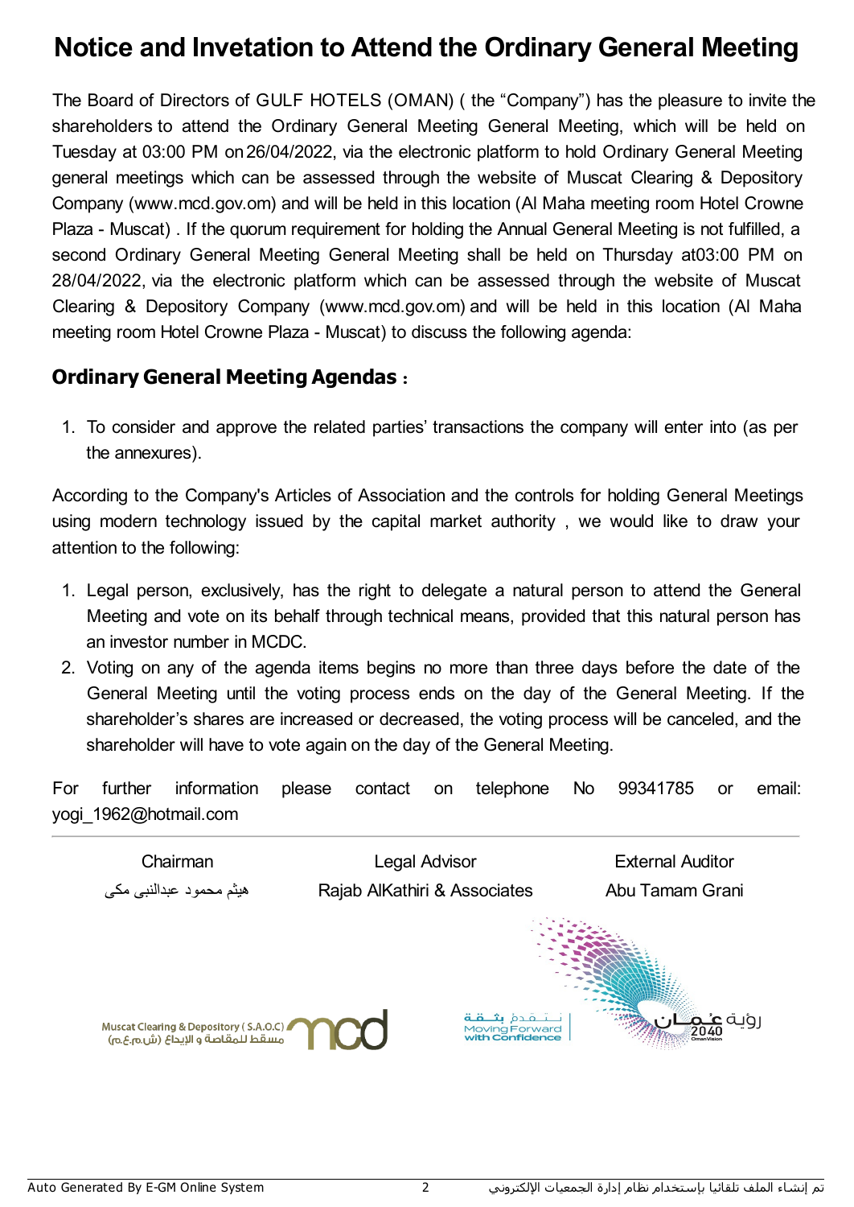# Notice and Invetation to Attend the Ordinary General Meeting

The Board of Directors of GULF HOTELS (OMAN) ( the "Company") has the pleasure to invite the shareholders to attend the Ordinary General Meeting General Meeting, which will be held on Tuesday at 03:00 PM on 26/04/2022, via the electronic platform to hold Ordinary General Meeting general meetings which can be assessed through the website of Muscat Clearing & Depository Company (www.mcd.gov.om) and will be held in this location (Al Maha meeting room Hotel Crowne Plaza - Muscat) . If the quorum requirement for holding the Annual General Meeting is not fulfilled, a second Ordinary General Meeting General Meeting shall be held on Thursday at03:00 PM on 28/04/2022, via the electronic platform which can be assessed through the website of Muscat Clearing & Depository Company (www.mcd.gov.om) and will be held in this location (Al Maha meeting room Hotel Crowne Plaza - Muscat) to discuss the following agenda:

## Ordinary General Meeting Agendas :

1. To consider and approve the related parties' transactions the company will enter into (as per the annexures).

According to the Company's Articles of Association and the controls for holding General Meetings using modern technology issued by the capital market authority , we would like to draw your attention to the following:

1. Legal person, exclusively, has the right to delegate a natural person to attend the General Meeting and vote on its behalf through technical means, provided that this natural person has an investor number in MCDC.
2. Voting on any of the agenda items begins no more than three days before the date of the General Meeting until the voting process ends on the day of the General Meeting. If the shareholder's shares are increased or decreased, the voting process will be canceled, and the shareholder will have to vote again on the day of the General Meeting.

For further information please contact on telephone No 99341785 or email: yogi_1962@hotmail.com

| Chairman | Legal Advisor | External Auditor |
|---|---|---|
| هيثم محمود عبدالنبى مكى | Rajab AlKathiri & Associates | Abu Tamam Grani |

Muscat Clearing & Depository ( S.A.O.C) مسقط للمقاصة و الإيداع (ش.م.ع.م) mcd

نتقدم بثقة Moving Forward with Confidence

رؤية عمان 2040 OmanVision